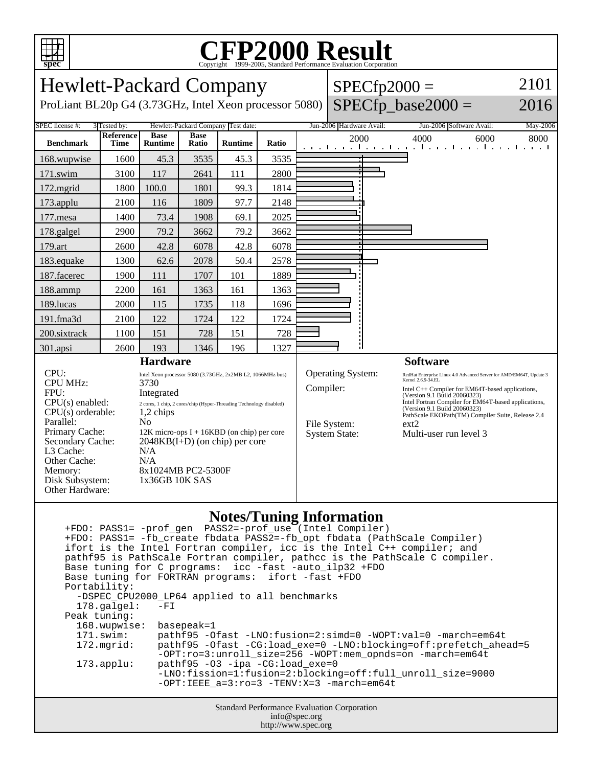# CFP2000 Result

Copyright 1999-2005, Standard Performance Evaluation Corporation

## Hewlett-Packard Company

ProLiant BL20p G4 (3.73GHz, Intel Xeon processor 5080)

SPECfp2000 = 2101

SPECfp_base2000 = 2016

| SPEC license #: | 3 | Tested by: | Hewlett-Packard Company | Test date: | Jun-2006 | Hardware Avail: | Jun-2006 | Software Avail: | May-2006 |
|---|---|---|---|---|---|---|---|---|---|

| Benchmark | Reference Time | Base Runtime | Base Ratio | Runtime | Ratio |
|---|---|---|---|---|---|
| 168.wupwise | 1600 | 45.3 | 3535 | 45.3 | 3535 |
| 171.swim | 3100 | 117 | 2641 | 111 | 2800 |
| 172.mgrid | 1800 | 100.0 | 1801 | 99.3 | 1814 |
| 173.applu | 2100 | 116 | 1809 | 97.7 | 2148 |
| 177.mesa | 1400 | 73.4 | 1908 | 69.1 | 2025 |
| 178.galgel | 2900 | 79.2 | 3662 | 79.2 | 3662 |
| 179.art | 2600 | 42.8 | 6078 | 42.8 | 6078 |
| 183.equake | 1300 | 62.6 | 2078 | 50.4 | 2578 |
| 187.facerec | 1900 | 111 | 1707 | 101 | 1889 |
| 188.ammp | 2200 | 161 | 1363 | 161 | 1363 |
| 189.lucas | 2000 | 115 | 1735 | 118 | 1696 |
| 191.fma3d | 2100 | 122 | 1724 | 122 | 1724 |
| 200.sixtrack | 1100 | 151 | 728 | 151 | 728 |
| 301.apsi | 2600 | 193 | 1346 | 196 | 1327 |

### Hardware

| | |
|---|---|
| CPU: | Intel Xeon processor 5080 (3.73GHz, 2x2MB L2, 1066MHz bus) |
| CPU MHz: | 3730 |
| FPU: | Integrated |
| CPU(s) enabled: | 2 cores, 1 chip, 2 cores/chip (Hyper-Threading Technology disabled) |
| CPU(s) orderable: | 1,2 chips |
| Parallel: | No |
| Primary Cache: | 12K micro-ops I + 16KBD (on chip) per core |
| Secondary Cache: | 2048KB(I+D) (on chip) per core |
| L3 Cache: | N/A |
| Other Cache: | N/A |
| Memory: | 8x1024MB PC2-5300F |
| Disk Subsystem: | 1x36GB 10K SAS |
| Other Hardware: | |

### Software

| | |
|---|---|
| Operating System: | RedHat Enterprise Linux 4.0 Advanced Server for AMD/EM64T, Update 3 Kernel 2.6.9-34.EL |
| Compiler: | Intel C++ Compiler for EM64T-based applications, (Version 9.1 Build 20060323) Intel Fortran Compiler for EM64T-based applications, (Version 9.1 Build 20060323) PathScale EKOPath(TM) Compiler Suite, Release 2.4 |
| File System: | ext2 |
| System State: | Multi-user run level 3 |

### Notes/Tuning Information

```
+FDO: PASS1= -prof_gen  PASS2=-prof_use (Intel Compiler)
+FDO: PASS1= -fb_create fbdata PASS2=-fb_opt fbdata (PathScale Compiler)
ifort is the Intel Fortran compiler, icc is the Intel C++ compiler; and
pathf95 is PathScale Fortran compiler, pathcc is the PathScale C compiler.
Base tuning for C programs:  icc -fast -auto_ilp32 +FDO
Base tuning for FORTRAN programs:  ifort -fast +FDO
Portability:
  -DSPEC_CPU2000_LP64 applied to all benchmarks
  178.galgel:   -FI
Peak tuning:
  168.wupwise:  basepeak=1
  171.swim:     pathf95 -Ofast -LNO:fusion=2:simd=0 -WOPT:val=0 -march=em64t
  172.mgrid:    pathf95 -Ofast -CG:load_exe=0 -LNO:blocking=off:prefetch_ahead=5
                -OPT:ro=3:unroll_size=256 -WOPT:mem_opnds=on -march=em64t
  173.applu:    pathf95 -O3 -ipa -CG:load_exe=0
                -LNO:fission=1:fusion=2:blocking=off:full_unroll_size=9000
                -OPT:IEEE_a=3:ro=3 -TENV:X=3 -march=em64t
```

Standard Performance Evaluation Corporation
info@spec.org
http://www.spec.org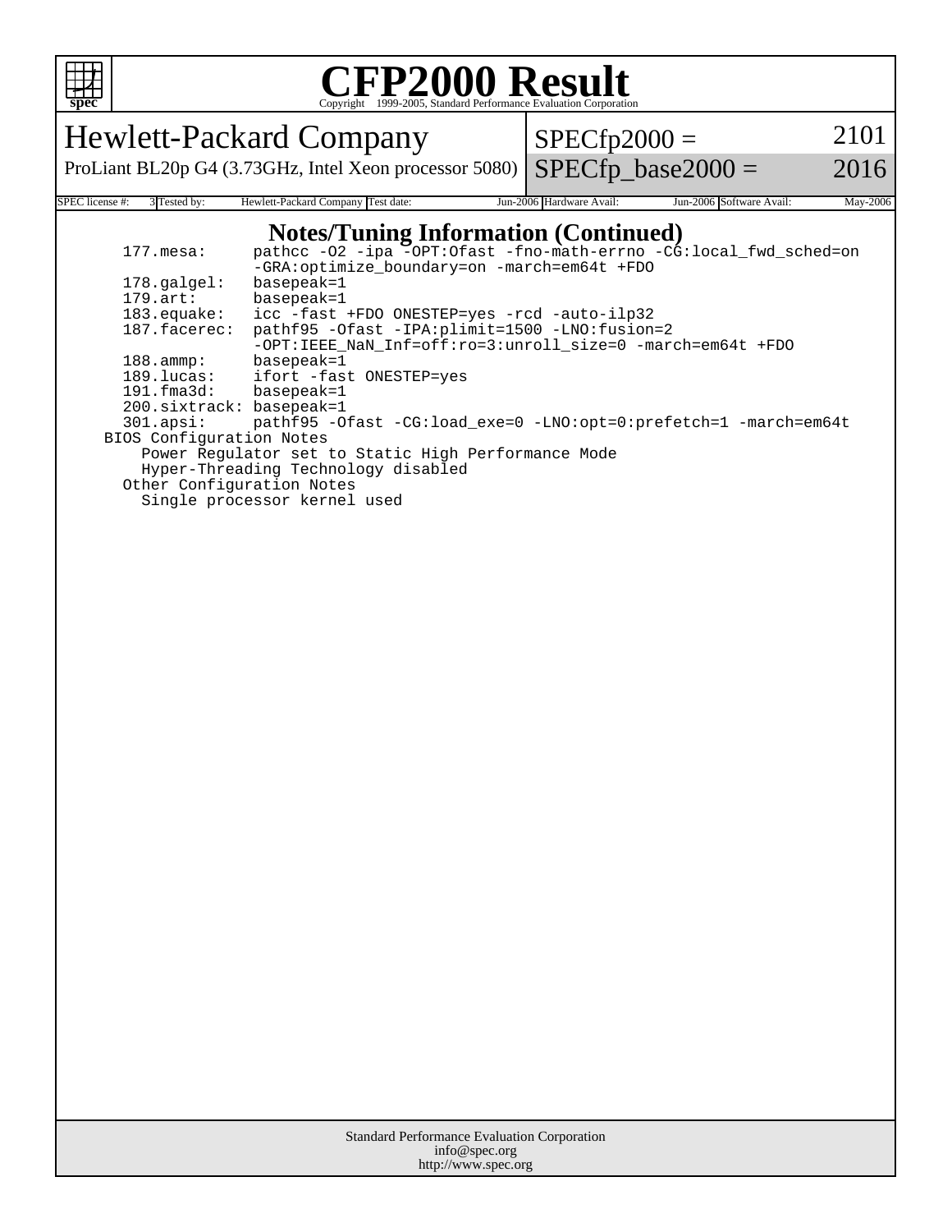# CFP2000 Result

Copyright 1999-2005, Standard Performance Evaluation Corporation

## Hewlett-Packard Company

ProLiant BL20p G4 (3.73GHz, Intel Xeon processor 5080)

SPECfp2000 = 2101

SPECfp_base2000 = 2016

| SPEC license #: | 3 | Tested by: | Hewlett-Packard Company | Test date: | Jun-2006 | Hardware Avail: | Jun-2006 | Software Avail: | May-2006 |
|---|---|---|---|---|---|---|---|---|---|

### Notes/Tuning Information (Continued)

```
   177.mesa:     pathcc -O2 -ipa -OPT:Ofast -fno-math-errno -CG:local_fwd_sched=on
                 -GRA:optimize_boundary=on -march=em64t +FDO
   178.galgel:   basepeak=1
   179.art:      basepeak=1
   183.equake:   icc -fast +FDO ONESTEP=yes -rcd -auto-ilp32
   187.facerec:  pathf95 -Ofast -IPA:plimit=1500 -LNO:fusion=2
                 -OPT:IEEE_NaN_Inf=off:ro=3:unroll_size=0 -march=em64t +FDO
   188.ammp:     basepeak=1
   189.lucas:    ifort -fast ONESTEP=yes
   191.fma3d:    basepeak=1
   200.sixtrack: basepeak=1
   301.apsi:     pathf95 -Ofast -CG:load_exe=0 -LNO:opt=0:prefetch=1 -march=em64t
 BIOS Configuration Notes
    Power Regulator set to Static High Performance Mode
    Hyper-Threading Technology disabled
   Other Configuration Notes
    Single processor kernel used
```

Standard Performance Evaluation Corporation
info@spec.org
http://www.spec.org